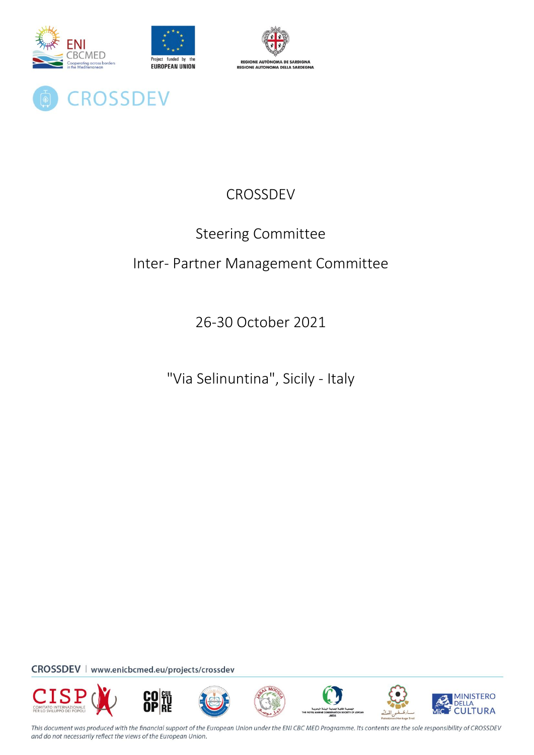# CROSSDEV

## Steering Committee

## Inter- Partner Management Committee

26-30 October 2021

"Via Selinuntina", Sicily - Italy

CROSSDEV | www.enicbcmed.eu/projects/crossdev

*This document was produced with the financial support of the European Union under the ENI CBC MED Programme. Its contents are the sole responsibility of CROSSDEV and do not necessarily reflect the views of the European Union.*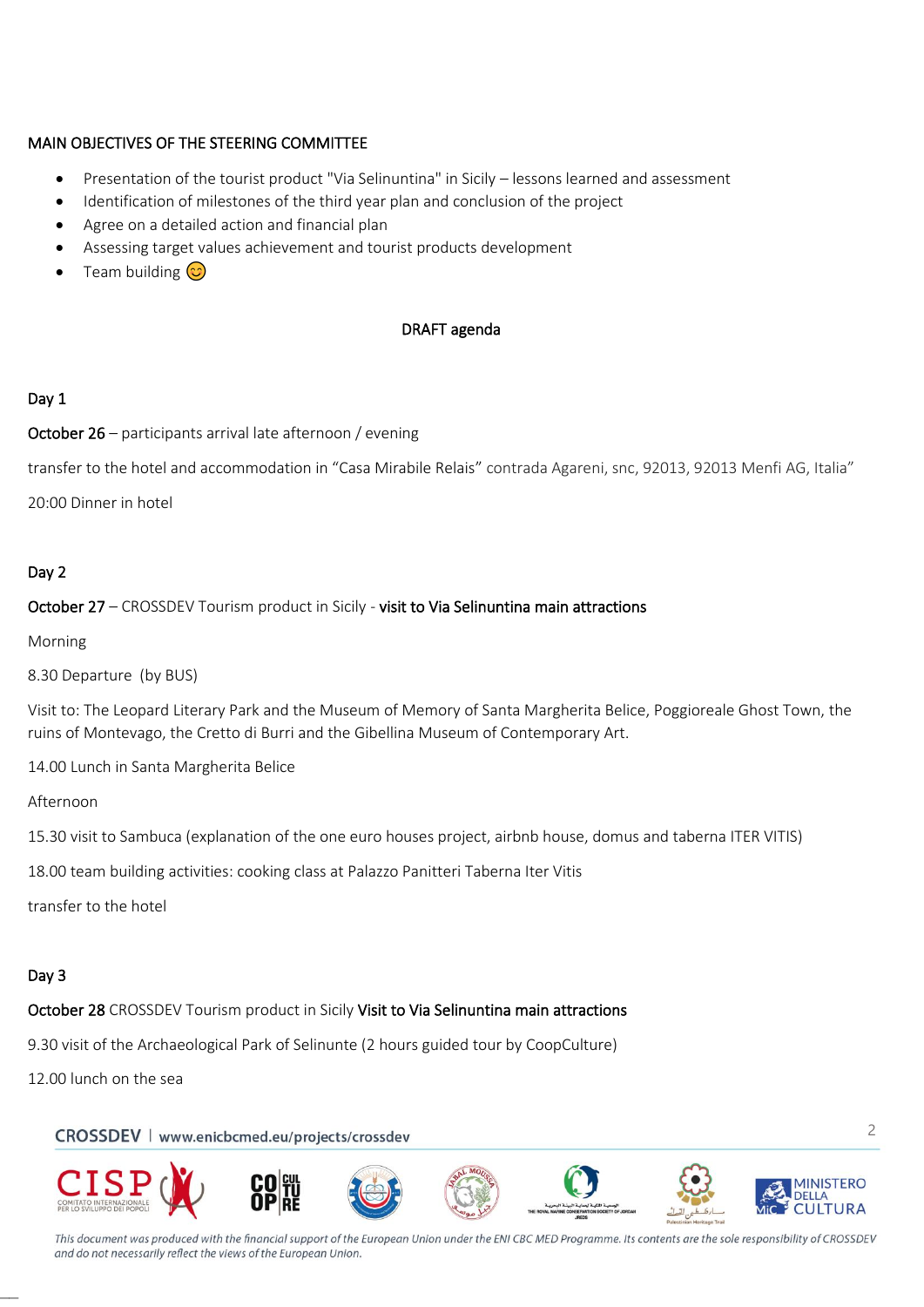MAIN OBJECTIVES OF THE STEERING COMMITTEE

- Presentation of the tourist product "Via Selinuntina" in Sicily – lessons learned and assessment
- Identification of milestones of the third year plan and conclusion of the project
- Agree on a detailed action and financial plan
- Assessing target values achievement and tourist products development
- Team building 😊

DRAFT agenda

Day 1

October 26 – participants arrival late afternoon / evening

transfer to the hotel and accommodation in "Casa Mirabile Relais" contrada Agareni, snc, 92013, 92013 Menfi AG, Italia"

20:00 Dinner in hotel

Day 2

October 27 – CROSSDEV Tourism product in Sicily - visit to Via Selinuntina main attractions

Morning

8.30 Departure (by BUS)

Visit to: The Leopard Literary Park and the Museum of Memory of Santa Margherita Belice, Poggioreale Ghost Town, the ruins of Montevago, the Cretto di Burri and the Gibellina Museum of Contemporary Art.

14.00 Lunch in Santa Margherita Belice

Afternoon

15.30 visit to Sambuca (explanation of the one euro houses project, airbnb house, domus and taberna ITER VITIS)

18.00 team building activities: cooking class at Palazzo Panitteri Taberna Iter Vitis

transfer to the hotel

Day 3

October 28 CROSSDEV Tourism product in Sicily Visit to Via Selinuntina main attractions

9.30 visit of the Archaeological Park of Selinunte (2 hours guided tour by CoopCulture)

12.00 lunch on the sea

CROSSDEV | www.enicbcmed.eu/projects/crossdev

*This document was produced with the financial support of the European Union under the ENI CBC MED Programme. Its contents are the sole responsibility of CROSSDEV and do not necessarily reflect the views of the European Union.*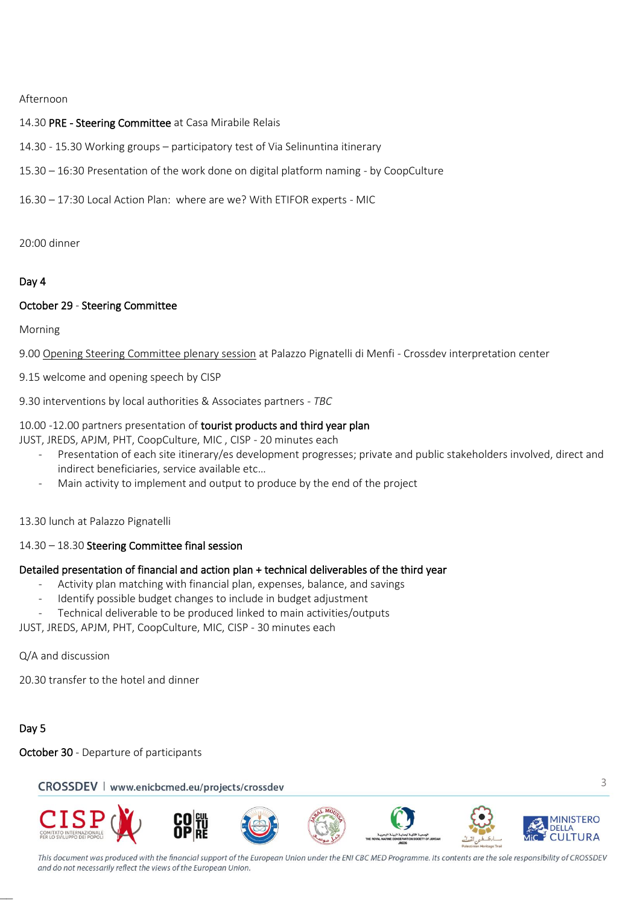Afternoon

14.30 **PRE - Steering Committee** at Casa Mirabile Relais

14.30 - 15.30 Working groups – participatory test of Via Selinuntina itinerary

15.30 – 16:30 Presentation of the work done on digital platform naming - by CoopCulture

16.30 – 17:30 Local Action Plan:  where are we? With ETIFOR experts - MIC

20:00 dinner

**Day 4**

**October 29** - **Steering Committee**

Morning

9.00 Opening Steering Committee plenary session at Palazzo Pignatelli di Menfi - Crossdev interpretation center

9.15 welcome and opening speech by CISP

9.30 interventions by local authorities & Associates partners - *TBC*

10.00 -12.00 partners presentation of **tourist products and third year plan**
JUST, JREDS, APJM, PHT, CoopCulture, MIC , CISP - 20 minutes each

- Presentation of each site itinerary/es development progresses; private and public stakeholders involved, direct and indirect beneficiaries, service available etc…
- Main activity to implement and output to produce by the end of the project

13.30 lunch at Palazzo Pignatelli

14.30 – 18.30 **Steering Committee final session**

**Detailed presentation of financial and action plan + technical deliverables of the third year**

- Activity plan matching with financial plan, expenses, balance, and savings
- Identify possible budget changes to include in budget adjustment
- Technical deliverable to be produced linked to main activities/outputs

JUST, JREDS, APJM, PHT, CoopCulture, MIC, CISP - 30 minutes each

Q/A and discussion

20.30 transfer to the hotel and dinner

**Day 5**

**October 30** - Departure of participants

*This document was produced with the financial support of the European Union under the ENI CBC MED Programme. Its contents are the sole responsibility of CROSSDEV and do not necessarily reflect the views of the European Union.*